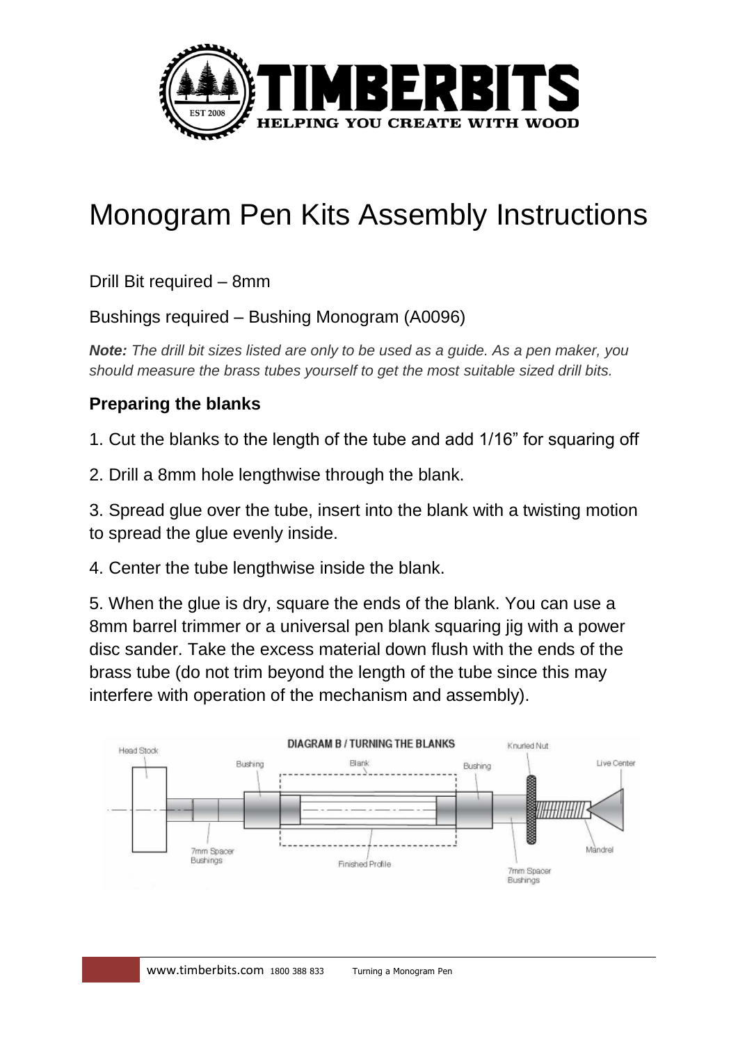# Monogram Pen Kits Assembly Instructions

Drill Bit required – 8mm

Bushings required – Bushing Monogram (A0096)

***Note:*** *The drill bit sizes listed are only to be used as a guide. As a pen maker, you should measure the brass tubes yourself to get the most suitable sized drill bits.*

### Preparing the blanks

1. Cut the blanks to the length of the tube and add 1/16" for squaring off

2. Drill a 8mm hole lengthwise through the blank.

3. Spread glue over the tube, insert into the blank with a twisting motion to spread the glue evenly inside.

4. Center the tube lengthwise inside the blank.

5. When the glue is dry, square the ends of the blank. You can use a 8mm barrel trimmer or a universal pen blank squaring jig with a power disc sander. Take the excess material down flush with the ends of the brass tube (do not trim beyond the length of the tube since this may interfere with operation of the mechanism and assembly).

DIAGRAM B / TURNING THE BLANKS

Head Stock, Bushing, Blank, Bushing, Knurled Nut, Live Center, 7mm Spacer Bushings, Finished Profile, 7mm Spacer Bushings, Mandrel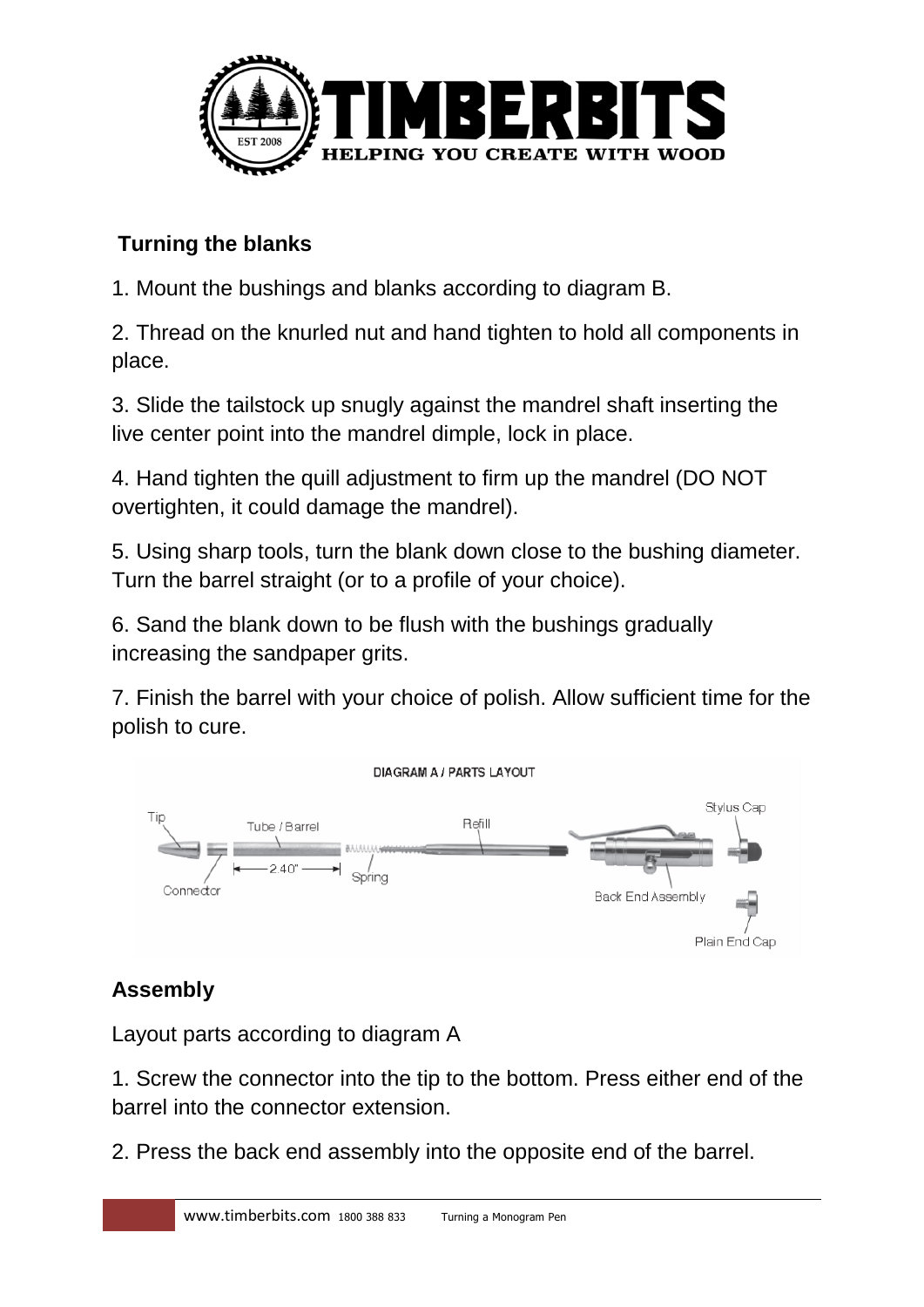## Turning the blanks

1. Mount the bushings and blanks according to diagram B.

2. Thread on the knurled nut and hand tighten to hold all components in place.

3. Slide the tailstock up snugly against the mandrel shaft inserting the live center point into the mandrel dimple, lock in place.

4. Hand tighten the quill adjustment to firm up the mandrel (DO NOT overtighten, it could damage the mandrel).

5. Using sharp tools, turn the blank down close to the bushing diameter. Turn the barrel straight (or to a profile of your choice).

6. Sand the blank down to be flush with the bushings gradually increasing the sandpaper grits.

7. Finish the barrel with your choice of polish. Allow sufficient time for the polish to cure.

DIAGRAM A / PARTS LAYOUT

## Assembly

Layout parts according to diagram A

1. Screw the connector into the tip to the bottom. Press either end of the barrel into the connector extension.

2. Press the back end assembly into the opposite end of the barrel.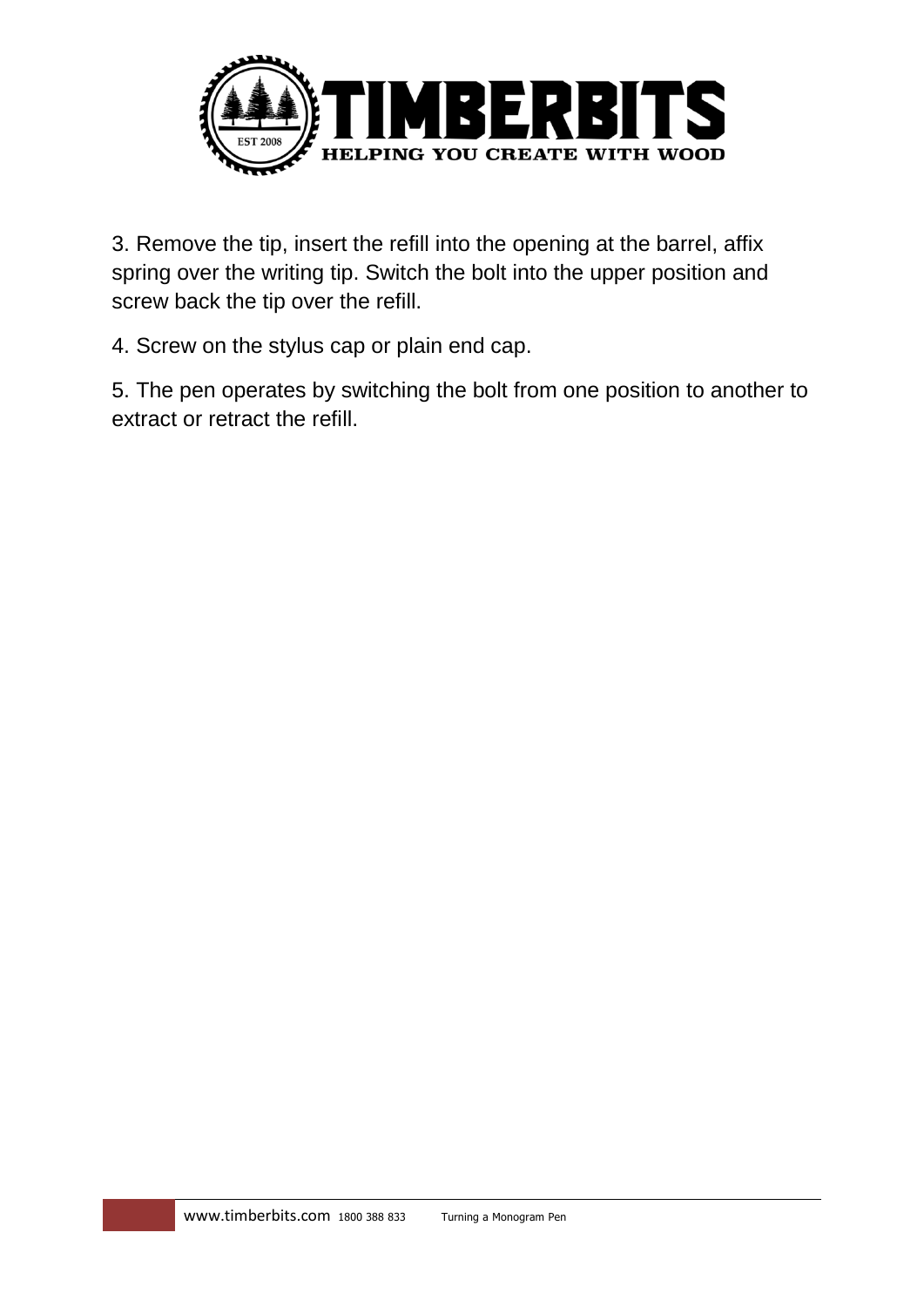3. Remove the tip, insert the refill into the opening at the barrel, affix spring over the writing tip. Switch the bolt into the upper position and screw back the tip over the refill.

4. Screw on the stylus cap or plain end cap.

5. The pen operates by switching the bolt from one position to another to extract or retract the refill.